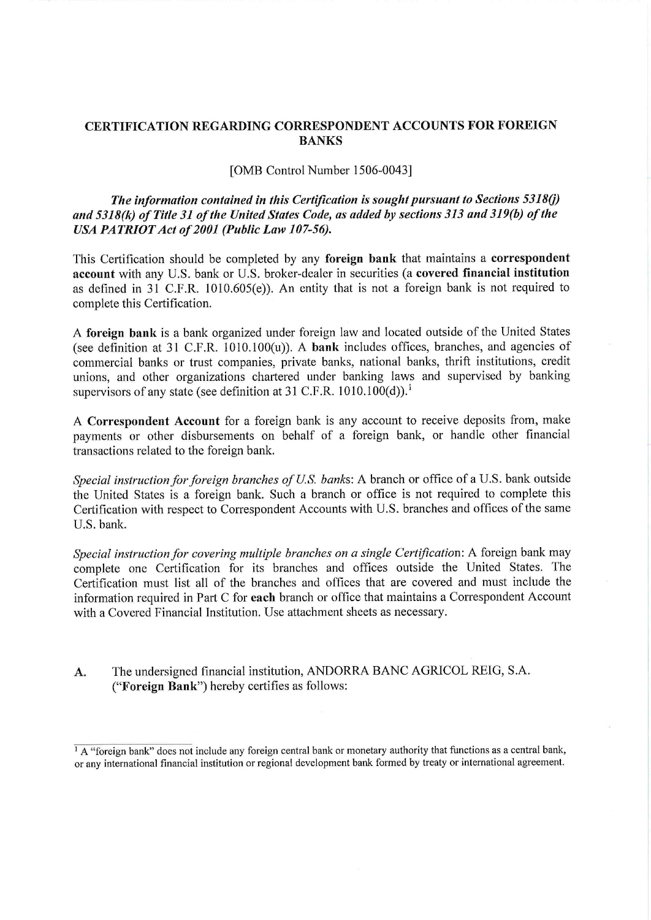# CERTIFICATION REGARDING CORRESPONDENT ACCOUNTS FOR FOREIGN BANKS

[OMB Control Number 1506-0043]

***The information contained in this Certification is sought pursuant to Sections 5318(j) and 5318(k) of Title 31 of the United States Code, as added by sections 313 and 319(b) of the USA PATRIOT Act of 2001 (Public Law 107-56).***

This Certification should be completed by any **foreign bank** that maintains a **correspondent account** with any U.S. bank or U.S. broker-dealer in securities (a **covered financial institution** as defined in 31 C.F.R. 1010.605(e)). An entity that is not a foreign bank is not required to complete this Certification.

A **foreign bank** is a bank organized under foreign law and located outside of the United States (see definition at 31 C.F.R. 1010.100(u)). A **bank** includes offices, branches, and agencies of commercial banks or trust companies, private banks, national banks, thrift institutions, credit unions, and other organizations chartered under banking laws and supervised by banking supervisors of any state (see definition at 31 C.F.R. 1010.100(d)).[1]

A **Correspondent Account** for a foreign bank is any account to receive deposits from, make payments or other disbursements on behalf of a foreign bank, or handle other financial transactions related to the foreign bank.

*Special instruction for foreign branches of U.S. banks*: A branch or office of a U.S. bank outside the United States is a foreign bank. Such a branch or office is not required to complete this Certification with respect to Correspondent Accounts with U.S. branches and offices of the same U.S. bank.

*Special instruction for covering multiple branches on a single Certification*: A foreign bank may complete one Certification for its branches and offices outside the United States. The Certification must list all of the branches and offices that are covered and must include the information required in Part C for **each** branch or office that maintains a Correspondent Account with a Covered Financial Institution. Use attachment sheets as necessary.

**A.** The undersigned financial institution, ANDORRA BANC AGRICOL REIG, S.A. ("**Foreign Bank**") hereby certifies as follows:

[1] A "foreign bank" does not include any foreign central bank or monetary authority that functions as a central bank, or any international financial institution or regional development bank formed by treaty or international agreement.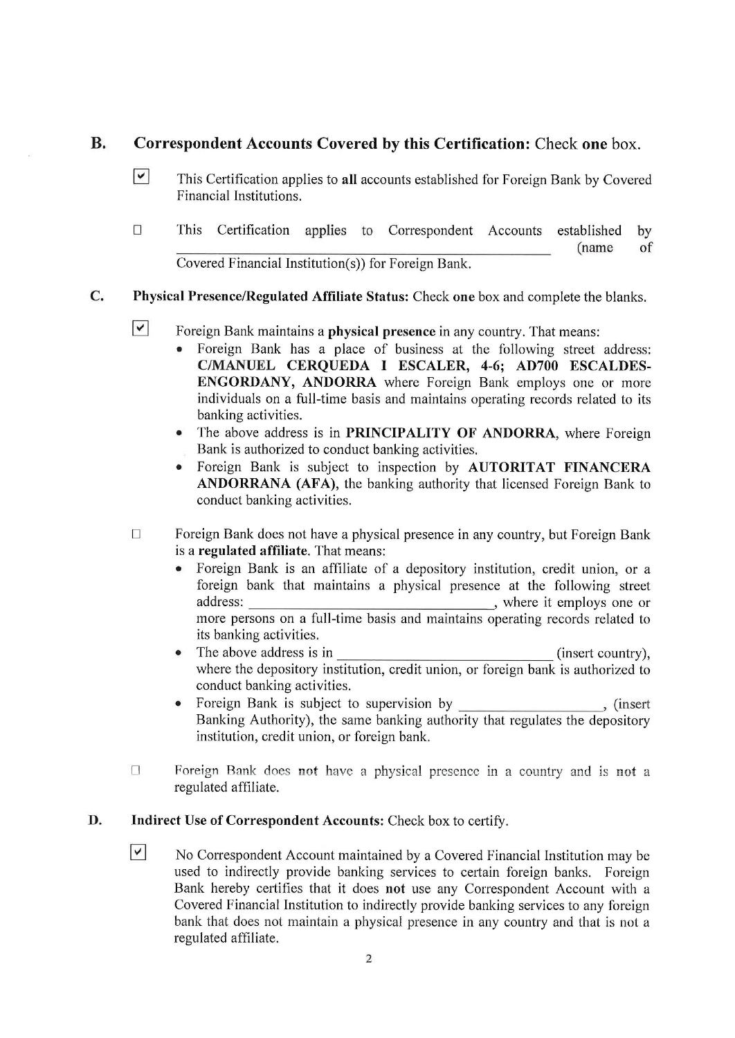## B. Correspondent Accounts Covered by this Certification: Check **one** box.

☑ This Certification applies to **all** accounts established for Foreign Bank by Covered Financial Institutions.

☐ This Certification applies to Correspondent Accounts established by ______________________________ (name of Covered Financial Institution(s)) for Foreign Bank.

## C. Physical Presence/Regulated Affiliate Status: Check **one** box and complete the blanks.

☑ Foreign Bank maintains a **physical presence** in any country. That means:

- Foreign Bank has a place of business at the following street address: **C/MANUEL CERQUEDA I ESCALER, 4-6; AD700 ESCALDES-ENGORDANY, ANDORRA** where Foreign Bank employs one or more individuals on a full-time basis and maintains operating records related to its banking activities.
- The above address is in **PRINCIPALITY OF ANDORRA**, where Foreign Bank is authorized to conduct banking activities.
- Foreign Bank is subject to inspection by **AUTORITAT FINANCERA ANDORRANA (AFA),** the banking authority that licensed Foreign Bank to conduct banking activities.

☐ Foreign Bank does not have a physical presence in any country, but Foreign Bank is a **regulated affiliate**. That means:

- Foreign Bank is an affiliate of a depository institution, credit union, or a foreign bank that maintains a physical presence at the following street address: ______________________________, where it employs one or more persons on a full-time basis and maintains operating records related to its banking activities.
- The above address is in ______________________________ (insert country), where the depository institution, credit union, or foreign bank is authorized to conduct banking activities.
- Foreign Bank is subject to supervision by ____________________, (insert Banking Authority), the same banking authority that regulates the depository institution, credit union, or foreign bank.

☐ Foreign Bank does **not** have a physical presence in a country and is **not** a regulated affiliate.

## D. Indirect Use of Correspondent Accounts: Check box to certify.

☑ No Correspondent Account maintained by a Covered Financial Institution may be used to indirectly provide banking services to certain foreign banks. Foreign Bank hereby certifies that it does **not** use any Correspondent Account with a Covered Financial Institution to indirectly provide banking services to any foreign bank that does not maintain a physical presence in any country and that is not a regulated affiliate.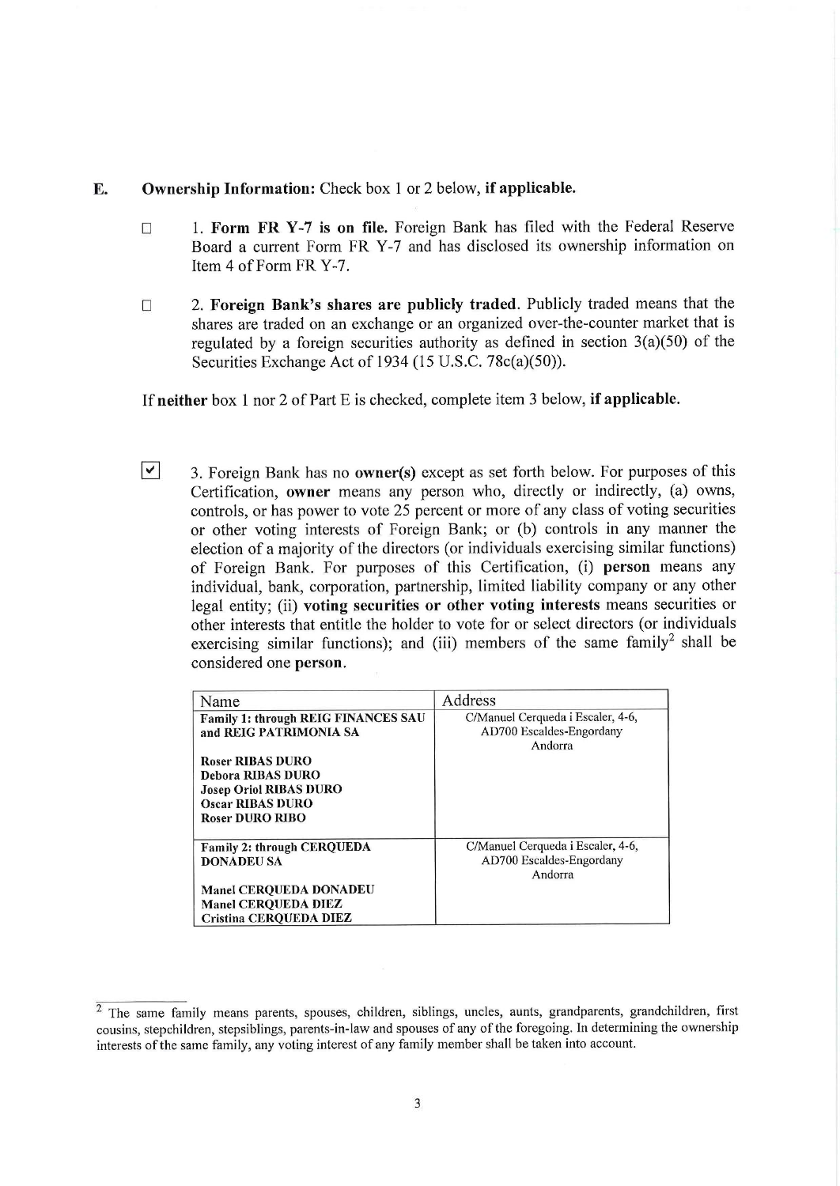**E. Ownership Information:** Check box 1 or 2 below, **if applicable.**

☐ 1. **Form FR Y-7 is on file.** Foreign Bank has filed with the Federal Reserve Board a current Form FR Y-7 and has disclosed its ownership information on Item 4 of Form FR Y-7.

☐ 2. **Foreign Bank's shares are publicly traded.** Publicly traded means that the shares are traded on an exchange or an organized over-the-counter market that is regulated by a foreign securities authority as defined in section 3(a)(50) of the Securities Exchange Act of 1934 (15 U.S.C. 78c(a)(50)).

If **neither** box 1 nor 2 of Part E is checked, complete item 3 below, **if applicable.**

☑ 3. Foreign Bank has no **owner(s)** except as set forth below. For purposes of this Certification, **owner** means any person who, directly or indirectly, (a) owns, controls, or has power to vote 25 percent or more of any class of voting securities or other voting interests of Foreign Bank; or (b) controls in any manner the election of a majority of the directors (or individuals exercising similar functions) of Foreign Bank. For purposes of this Certification, (i) **person** means any individual, bank, corporation, partnership, limited liability company or any other legal entity; (ii) **voting securities or other voting interests** means securities or other interests that entitle the holder to vote for or select directors (or individuals exercising similar functions); and (iii) members of the same family[2] shall be considered one **person**.

| Name | Address |
|---|---|
| **Family 1: through REIG FINANCES SAU and REIG PATRIMONIA SA**<br><br>**Roser RIBAS DURO**<br>**Debora RIBAS DURO**<br>**Josep Oriol RIBAS DURO**<br>**Oscar RIBAS DURO**<br>**Roser DURO RIBO** | C/Manuel Cerqueda i Escaler, 4-6, AD700 Escaldes-Engordany Andorra |
| **Family 2: through CERQUEDA DONADEU SA**<br><br>**Manel CERQUEDA DONADEU**<br>**Manel CERQUEDA DIEZ**<br>**Cristina CERQUEDA DIEZ** | C/Manuel Cerqueda i Escaler, 4-6, AD700 Escaldes-Engordany Andorra |

[2] The same family means parents, spouses, children, siblings, uncles, aunts, grandparents, grandchildren, first cousins, stepchildren, stepsiblings, parents-in-law and spouses of any of the foregoing. In determining the ownership interests of the same family, any voting interest of any family member shall be taken into account.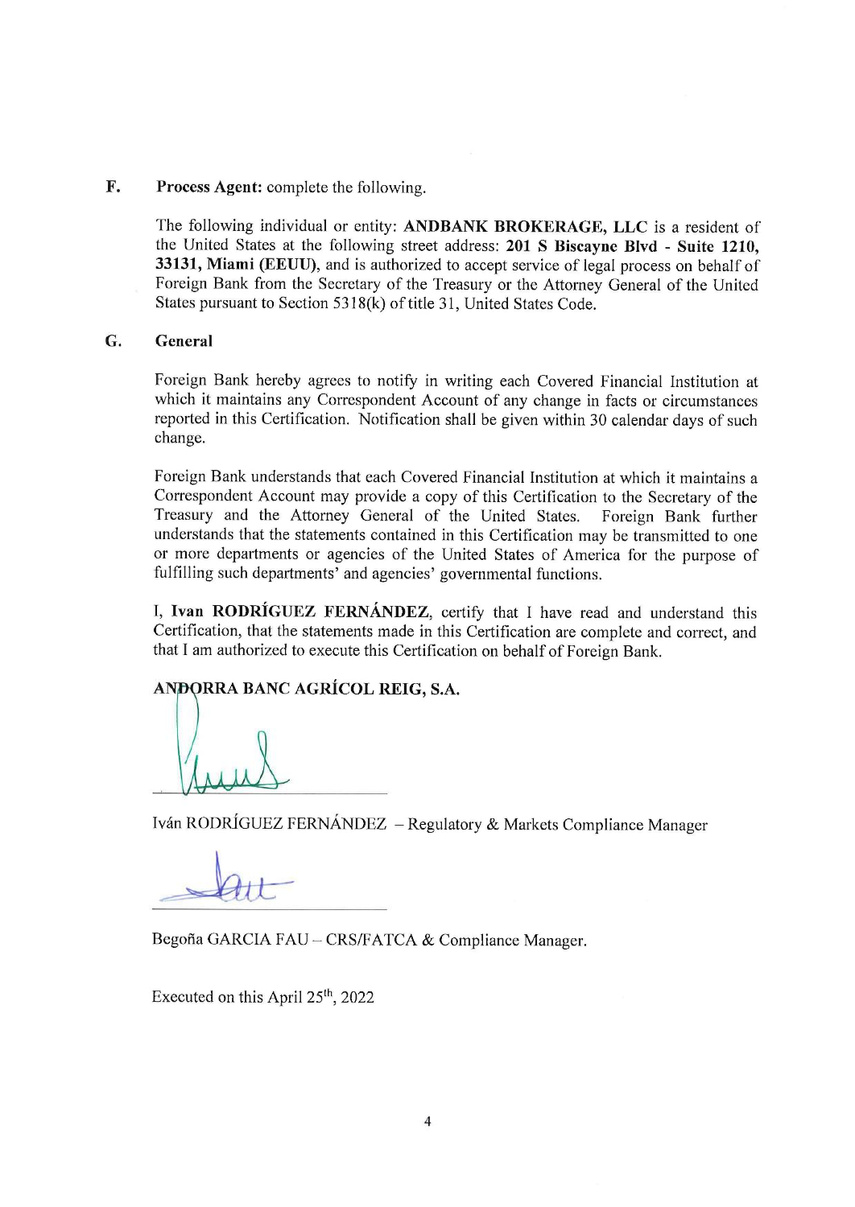**F. Process Agent:** complete the following.

The following individual or entity: **ANDBANK BROKERAGE, LLC** is a resident of the United States at the following street address: **201 S Biscayne Blvd - Suite 1210, 33131, Miami (EEUU)**, and is authorized to accept service of legal process on behalf of Foreign Bank from the Secretary of the Treasury or the Attorney General of the United States pursuant to Section 5318(k) of title 31, United States Code.

**G. General**

Foreign Bank hereby agrees to notify in writing each Covered Financial Institution at which it maintains any Correspondent Account of any change in facts or circumstances reported in this Certification. Notification shall be given within 30 calendar days of such change.

Foreign Bank understands that each Covered Financial Institution at which it maintains a Correspondent Account may provide a copy of this Certification to the Secretary of the Treasury and the Attorney General of the United States. Foreign Bank further understands that the statements contained in this Certification may be transmitted to one or more departments or agencies of the United States of America for the purpose of fulfilling such departments' and agencies' governmental functions.

I, **Ivan RODRÍGUEZ FERNÁNDEZ**, certify that I have read and understand this Certification, that the statements made in this Certification are complete and correct, and that I am authorized to execute this Certification on behalf of Foreign Bank.

**ANDORRA BANC AGRÍCOL REIG, S.A.**

Iván RODRÍGUEZ FERNÁNDEZ – Regulatory & Markets Compliance Manager

Begoña GARCIA FAU – CRS/FATCA & Compliance Manager.

Executed on this April 25th, 2022